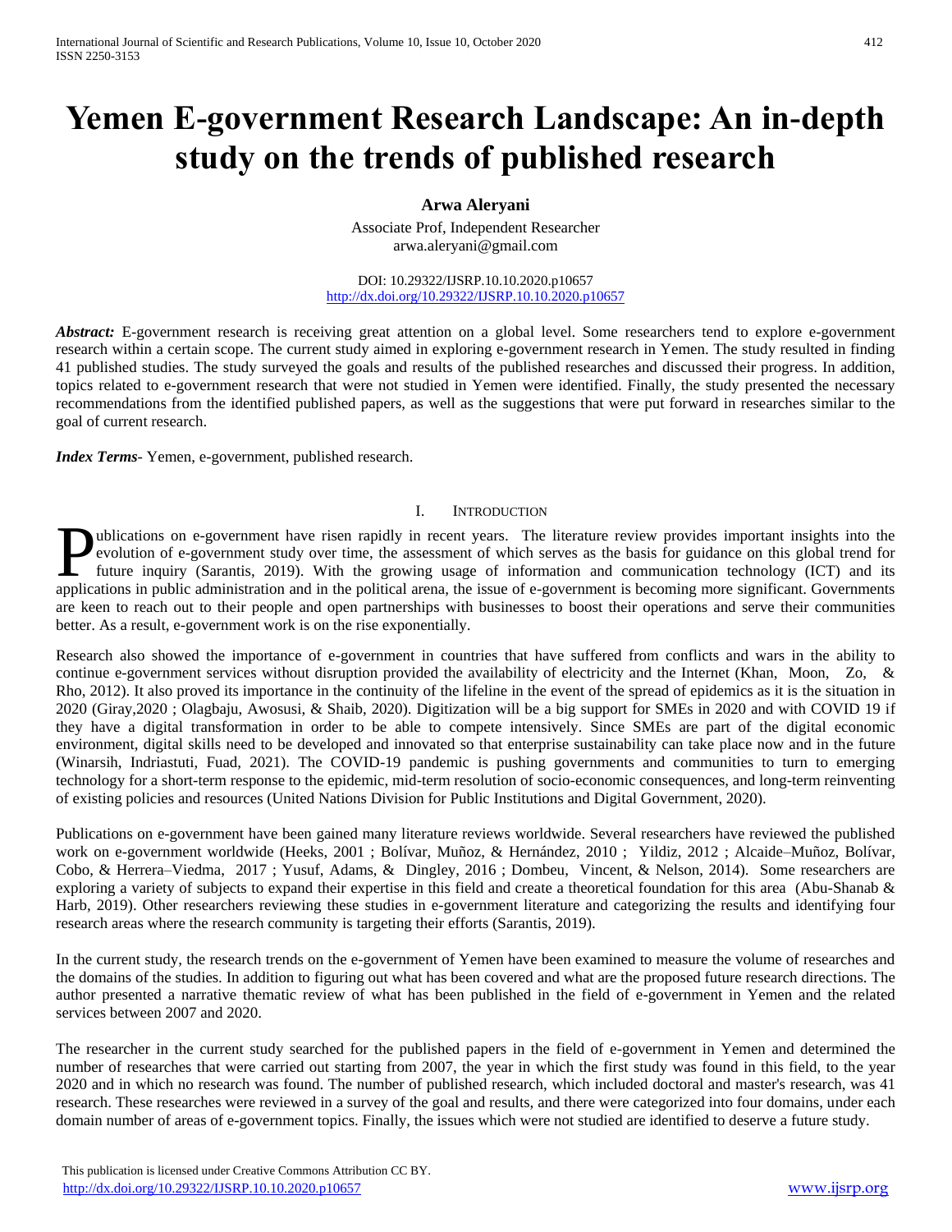# Yemen E-government Research Landscape: An in-depth study on the trends of published research

**Arwa Aleryani**

Associate Prof, Independent Researcher
arwa.aleryani@gmail.com

DOI: 10.29322/IJSRP.10.10.2020.p10657
http://dx.doi.org/10.29322/IJSRP.10.10.2020.p10657

***Abstract:*** E-government research is receiving great attention on a global level. Some researchers tend to explore e-government research within a certain scope. The current study aimed in exploring e-government research in Yemen. The study resulted in finding 41 published studies. The study surveyed the goals and results of the published researches and discussed their progress. In addition, topics related to e-government research that were not studied in Yemen were identified. Finally, the study presented the necessary recommendations from the identified published papers, as well as the suggestions that were put forward in researches similar to the goal of current research.

***Index Terms***- Yemen, e-government, published research.

## I. Introduction

Publications on e-government have risen rapidly in recent years. The literature review provides important insights into the evolution of e-government study over time, the assessment of which serves as the basis for guidance on this global trend for future inquiry (Sarantis, 2019). With the growing usage of information and communication technology (ICT) and its applications in public administration and in the political arena, the issue of e-government is becoming more significant. Governments are keen to reach out to their people and open partnerships with businesses to boost their operations and serve their communities better. As a result, e-government work is on the rise exponentially.

Research also showed the importance of e-government in countries that have suffered from conflicts and wars in the ability to continue e-government services without disruption provided the availability of electricity and the Internet (Khan, Moon, Zo, & Rho, 2012). It also proved its importance in the continuity of the lifeline in the event of the spread of epidemics as it is the situation in 2020 (Giray,2020 ; Olagbaju, Awosusi, & Shaib, 2020). Digitization will be a big support for SMEs in 2020 and with COVID 19 if they have a digital transformation in order to be able to compete intensively. Since SMEs are part of the digital economic environment, digital skills need to be developed and innovated so that enterprise sustainability can take place now and in the future (Winarsih, Indriastuti, Fuad, 2021). The COVID-19 pandemic is pushing governments and communities to turn to emerging technology for a short-term response to the epidemic, mid-term resolution of socio-economic consequences, and long-term reinventing of existing policies and resources (United Nations Division for Public Institutions and Digital Government, 2020).

Publications on e-government have been gained many literature reviews worldwide. Several researchers have reviewed the published work on e-government worldwide (Heeks, 2001 ; Bolívar, Muñoz, & Hernández, 2010 ; Yildiz, 2012 ; Alcaide–Muñoz, Bolívar, Cobo, & Herrera–Viedma, 2017 ; Yusuf, Adams, & Dingley, 2016 ; Dombeu, Vincent, & Nelson, 2014). Some researchers are exploring a variety of subjects to expand their expertise in this field and create a theoretical foundation for this area (Abu-Shanab & Harb, 2019). Other researchers reviewing these studies in e-government literature and categorizing the results and identifying four research areas where the research community is targeting their efforts (Sarantis, 2019).

In the current study, the research trends on the e-government of Yemen have been examined to measure the volume of researches and the domains of the studies. In addition to figuring out what has been covered and what are the proposed future research directions. The author presented a narrative thematic review of what has been published in the field of e-government in Yemen and the related services between 2007 and 2020.

The researcher in the current study searched for the published papers in the field of e-government in Yemen and determined the number of researches that were carried out starting from 2007, the year in which the first study was found in this field, to the year 2020 and in which no research was found. The number of published research, which included doctoral and master's research, was 41 research. These researches were reviewed in a survey of the goal and results, and there were categorized into four domains, under each domain number of areas of e-government topics. Finally, the issues which were not studied are identified to deserve a future study.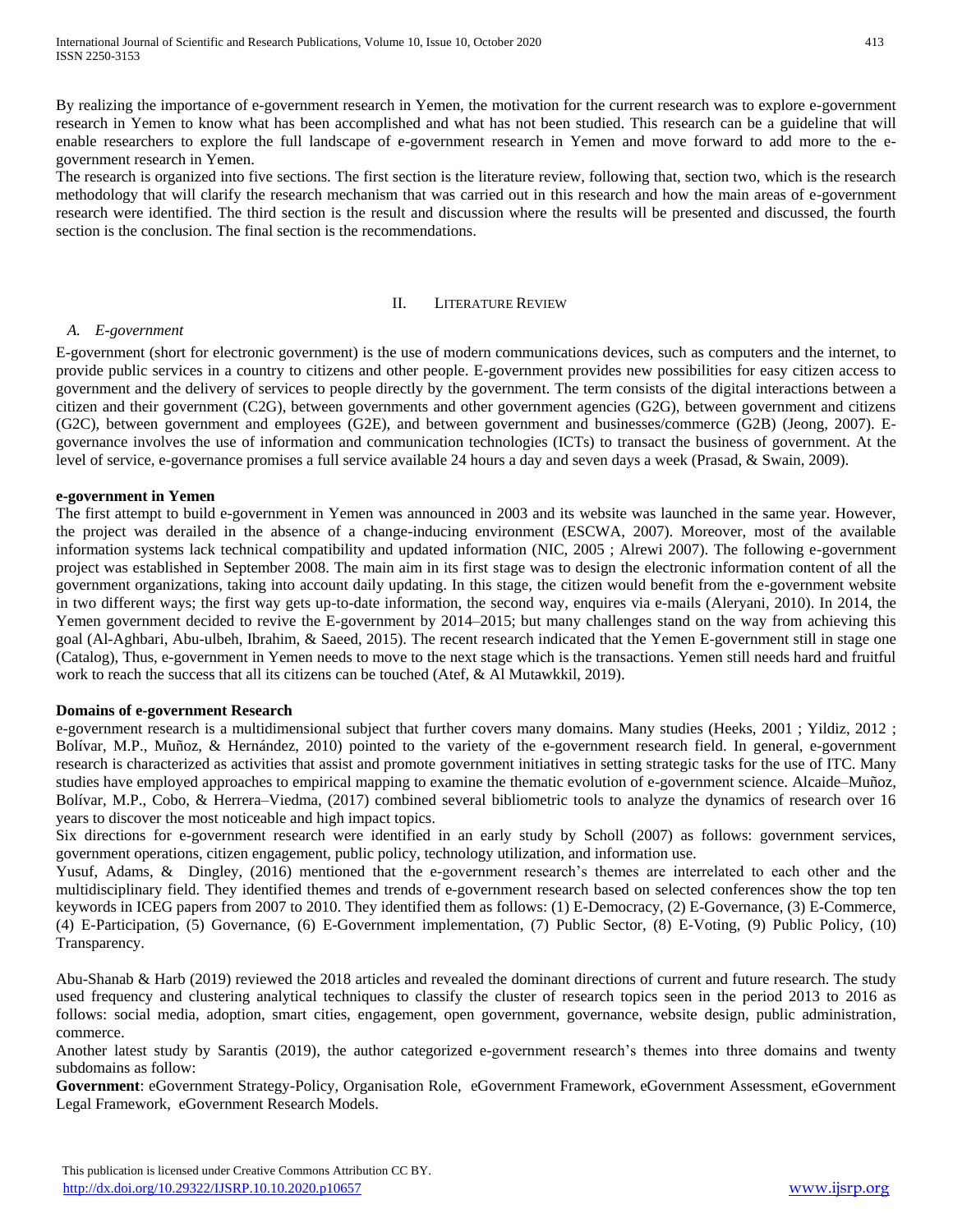By realizing the importance of e-government research in Yemen, the motivation for the current research was to explore e-government research in Yemen to know what has been accomplished and what has not been studied. This research can be a guideline that will enable researchers to explore the full landscape of e-government research in Yemen and move forward to add more to the e-government research in Yemen.

The research is organized into five sections. The first section is the literature review, following that, section two, which is the research methodology that will clarify the research mechanism that was carried out in this research and how the main areas of e-government research were identified. The third section is the result and discussion where the results will be presented and discussed, the fourth section is the conclusion. The final section is the recommendations.

## II. Literature Review

### *A. E-government*

E-government (short for electronic government) is the use of modern communications devices, such as computers and the internet, to provide public services in a country to citizens and other people. E-government provides new possibilities for easy citizen access to government and the delivery of services to people directly by the government. The term consists of the digital interactions between a citizen and their government (C2G), between governments and other government agencies (G2G), between government and citizens (G2C), between government and employees (G2E), and between government and businesses/commerce (G2B) (Jeong, 2007). E-governance involves the use of information and communication technologies (ICTs) to transact the business of government. At the level of service, e-governance promises a full service available 24 hours a day and seven days a week (Prasad, & Swain, 2009).

**e-government in Yemen**

The first attempt to build e-government in Yemen was announced in 2003 and its website was launched in the same year. However, the project was derailed in the absence of a change-inducing environment (ESCWA, 2007). Moreover, most of the available information systems lack technical compatibility and updated information (NIC, 2005 ; Alrewi 2007). The following e-government project was established in September 2008. The main aim in its first stage was to design the electronic information content of all the government organizations, taking into account daily updating. In this stage, the citizen would benefit from the e-government website in two different ways; the first way gets up-to-date information, the second way, enquires via e-mails (Aleryani, 2010). In 2014, the Yemen government decided to revive the E-government by 2014–2015; but many challenges stand on the way from achieving this goal (Al-Aghbari, Abu-ulbeh, Ibrahim, & Saeed, 2015). The recent research indicated that the Yemen E-government still in stage one (Catalog), Thus, e-government in Yemen needs to move to the next stage which is the transactions. Yemen still needs hard and fruitful work to reach the success that all its citizens can be touched (Atef, & Al Mutawkkil, 2019).

**Domains of e-government Research**

e-government research is a multidimensional subject that further covers many domains. Many studies (Heeks, 2001 ; Yildiz, 2012 ; Bolívar, M.P., Muñoz, & Hernández, 2010) pointed to the variety of the e-government research field. In general, e-government research is characterized as activities that assist and promote government initiatives in setting strategic tasks for the use of ITC. Many studies have employed approaches to empirical mapping to examine the thematic evolution of e-government science. Alcaide–Muñoz, Bolívar, M.P., Cobo, & Herrera–Viedma, (2017) combined several bibliometric tools to analyze the dynamics of research over 16 years to discover the most noticeable and high impact topics.

Six directions for e-government research were identified in an early study by Scholl (2007) as follows: government services, government operations, citizen engagement, public policy, technology utilization, and information use.

Yusuf, Adams, & Dingley, (2016) mentioned that the e-government research's themes are interrelated to each other and the multidisciplinary field. They identified themes and trends of e-government research based on selected conferences show the top ten keywords in ICEG papers from 2007 to 2010. They identified them as follows: (1) E-Democracy, (2) E-Governance, (3) E-Commerce, (4) E-Participation, (5) Governance, (6) E-Government implementation, (7) Public Sector, (8) E-Voting, (9) Public Policy, (10) Transparency.

Abu-Shanab & Harb (2019) reviewed the 2018 articles and revealed the dominant directions of current and future research. The study used frequency and clustering analytical techniques to classify the cluster of research topics seen in the period 2013 to 2016 as follows: social media, adoption, smart cities, engagement, open government, governance, website design, public administration, commerce.

Another latest study by Sarantis (2019), the author categorized e-government research's themes into three domains and twenty subdomains as follow:

**Government**: eGovernment Strategy-Policy, Organisation Role, eGovernment Framework, eGovernment Assessment, eGovernment Legal Framework, eGovernment Research Models.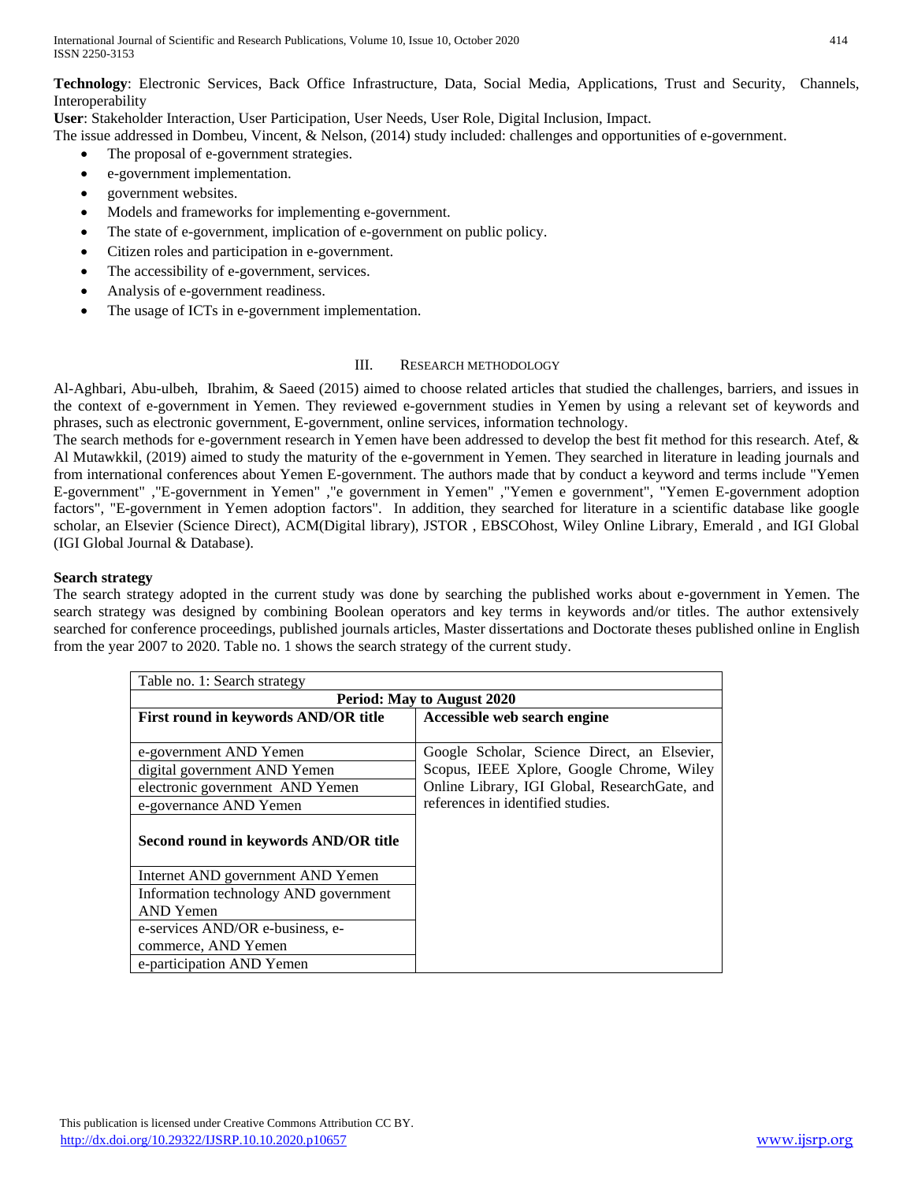**Technology**: Electronic Services, Back Office Infrastructure, Data, Social Media, Applications, Trust and Security, Channels, Interoperability

**User**: Stakeholder Interaction, User Participation, User Needs, User Role, Digital Inclusion, Impact.

The issue addressed in Dombeu, Vincent, & Nelson, (2014) study included: challenges and opportunities of e-government.

- The proposal of e-government strategies.
- e-government implementation.
- government websites.
- Models and frameworks for implementing e-government.
- The state of e-government, implication of e-government on public policy.
- Citizen roles and participation in e-government.
- The accessibility of e-government, services.
- Analysis of e-government readiness.
- The usage of ICTs in e-government implementation.

## III. Research Methodology

Al-Aghbari, Abu-ulbeh, Ibrahim, & Saeed (2015) aimed to choose related articles that studied the challenges, barriers, and issues in the context of e-government in Yemen. They reviewed e-government studies in Yemen by using a relevant set of keywords and phrases, such as electronic government, E-government, online services, information technology.

The search methods for e-government research in Yemen have been addressed to develop the best fit method for this research. Atef, & Al Mutawkkil, (2019) aimed to study the maturity of the e-government in Yemen. They searched in literature in leading journals and from international conferences about Yemen E-government. The authors made that by conduct a keyword and terms include "Yemen E-government" ,"E-government in Yemen" ,"e government in Yemen" ,"Yemen e government", "Yemen E-government adoption factors", "E-government in Yemen adoption factors". In addition, they searched for literature in a scientific database like google scholar, an Elsevier (Science Direct), ACM(Digital library), JSTOR , EBSCOhost, Wiley Online Library, Emerald , and IGI Global (IGI Global Journal & Database).

### Search strategy

The search strategy adopted in the current study was done by searching the published works about e-government in Yemen. The search strategy was designed by combining Boolean operators and key terms in keywords and/or titles. The author extensively searched for conference proceedings, published journals articles, Master dissertations and Doctorate theses published online in English from the year 2007 to 2020. Table no. 1 shows the search strategy of the current study.

Table no. 1: Search strategy

| Period: May to August 2020 | |
|---|---|
| **First round in keywords AND/OR title** | **Accessible web search engine** |
| e-government AND Yemen | Google Scholar, Science Direct, an Elsevier, Scopus, IEEE Xplore, Google Chrome, Wiley Online Library, IGI Global, ResearchGate, and references in identified studies. |
| digital government AND Yemen | |
| electronic government AND Yemen | |
| e-governance AND Yemen | |
| **Second round in keywords AND/OR title** | |
| Internet AND government AND Yemen | |
| Information technology AND government AND Yemen | |
| e-services AND/OR e-business, e-commerce, AND Yemen | |
| e-participation AND Yemen | |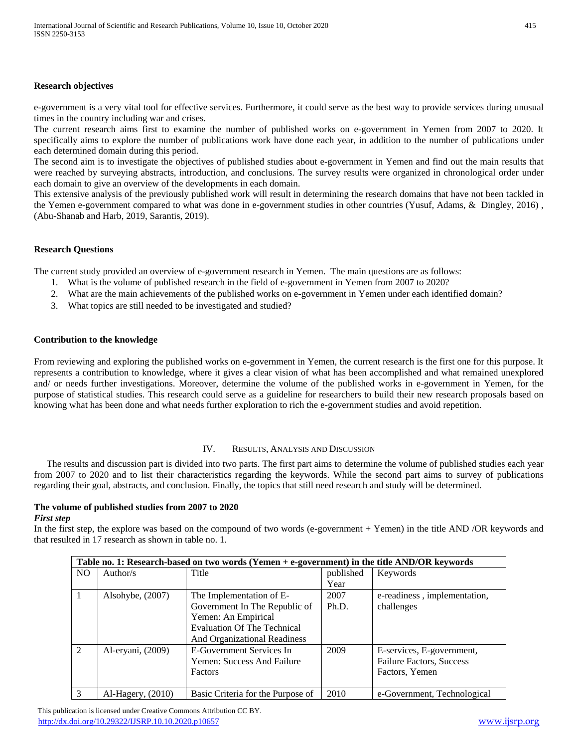### Research objectives

e-government is a very vital tool for effective services. Furthermore, it could serve as the best way to provide services during unusual times in the country including war and crises.

The current research aims first to examine the number of published works on e-government in Yemen from 2007 to 2020. It specifically aims to explore the number of publications work have done each year, in addition to the number of publications under each determined domain during this period.

The second aim is to investigate the objectives of published studies about e-government in Yemen and find out the main results that were reached by surveying abstracts, introduction, and conclusions. The survey results were organized in chronological order under each domain to give an overview of the developments in each domain.

This extensive analysis of the previously published work will result in determining the research domains that have not been tackled in the Yemen e-government compared to what was done in e-government studies in other countries (Yusuf, Adams, & Dingley, 2016) , (Abu-Shanab and Harb, 2019, Sarantis, 2019).

### Research Questions

The current study provided an overview of e-government research in Yemen. The main questions are as follows:

1. What is the volume of published research in the field of e-government in Yemen from 2007 to 2020?
2. What are the main achievements of the published works on e-government in Yemen under each identified domain?
3. What topics are still needed to be investigated and studied?

### Contribution to the knowledge

From reviewing and exploring the published works on e-government in Yemen, the current research is the first one for this purpose. It represents a contribution to knowledge, where it gives a clear vision of what has been accomplished and what remained unexplored and/ or needs further investigations. Moreover, determine the volume of the published works in e-government in Yemen, for the purpose of statistical studies. This research could serve as a guideline for researchers to build their new research proposals based on knowing what has been done and what needs further exploration to rich the e-government studies and avoid repetition.

## IV. Results, Analysis and Discussion

The results and discussion part is divided into two parts. The first part aims to determine the volume of published studies each year from 2007 to 2020 and to list their characteristics regarding the keywords. While the second part aims to survey of publications regarding their goal, abstracts, and conclusion. Finally, the topics that still need research and study will be determined.

### The volume of published studies from 2007 to 2020

***First step***

In the first step, the explore was based on the compound of two words (e-government + Yemen) in the title AND /OR keywords and that resulted in 17 research as shown in table no. 1.

**Table no. 1: Research-based on two words (Yemen + e-government) in the title AND/OR keywords**

| NO | Author/s | Title | published Year | Keywords |
|---|---|---|---|---|
| 1 | Alsohybe, (2007) | The Implementation of E-Government In The Republic of Yemen: An Empirical Evaluation Of The Technical And Organizational Readiness | 2007 Ph.D. | e-readiness , implementation, challenges |
| 2 | Al-eryani, (2009) | E-Government Services In Yemen: Success And Failure Factors | 2009 | E-services, E-government, Failure Factors, Success Factors, Yemen |
| 3 | Al-Hagery, (2010) | Basic Criteria for the Purpose of | 2010 | e-Government, Technological |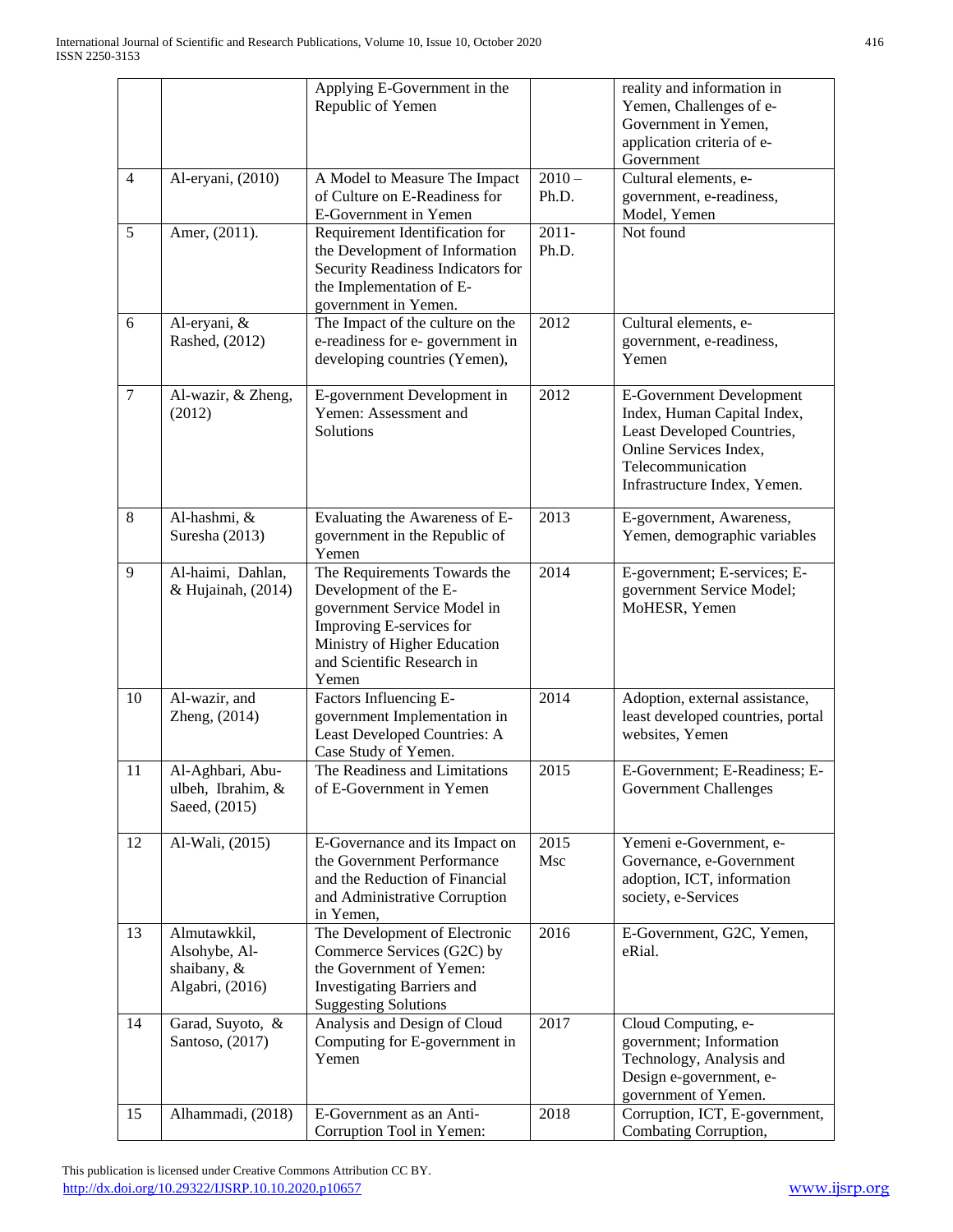| | | Applying E-Government in the Republic of Yemen | | reality and information in Yemen, Challenges of e-Government in Yemen, application criteria of e-Government |
|---|---|---|---|---|
| 4 | Al-eryani, (2010) | A Model to Measure The Impact of Culture on E-Readiness for E-Government in Yemen | 2010 – Ph.D. | Cultural elements, e-government, e-readiness, Model, Yemen |
| 5 | Amer, (2011). | Requirement Identification for the Development of Information Security Readiness Indicators for the Implementation of E-government in Yemen. | 2011- Ph.D. | Not found |
| 6 | Al-eryani, & Rashed, (2012) | The Impact of the culture on the e-readiness for e- government in developing countries (Yemen), | 2012 | Cultural elements, e-government, e-readiness, Yemen |
| 7 | Al-wazir, & Zheng, (2012) | E-government Development in Yemen: Assessment and Solutions | 2012 | E-Government Development Index, Human Capital Index, Least Developed Countries, Online Services Index, Telecommunication Infrastructure Index, Yemen. |
| 8 | Al-hashmi, & Suresha (2013) | Evaluating the Awareness of E-government in the Republic of Yemen | 2013 | E-government, Awareness, Yemen, demographic variables |
| 9 | Al-haimi, Dahlan, & Hujainah, (2014) | The Requirements Towards the Development of the E-government Service Model in Improving E-services for Ministry of Higher Education and Scientific Research in Yemen | 2014 | E-government; E-services; E-government Service Model; MoHESR, Yemen |
| 10 | Al-wazir, and Zheng, (2014) | Factors Influencing E-government Implementation in Least Developed Countries: A Case Study of Yemen. | 2014 | Adoption, external assistance, least developed countries, portal websites, Yemen |
| 11 | Al-Aghbari, Abu-ulbeh, Ibrahim, & Saeed, (2015) | The Readiness and Limitations of E-Government in Yemen | 2015 | E-Government; E-Readiness; E-Government Challenges |
| 12 | Al-Wali, (2015) | E-Governance and its Impact on the Government Performance and the Reduction of Financial and Administrative Corruption in Yemen, | 2015 Msc | Yemeni e-Government, e-Governance, e-Government adoption, ICT, information society, e-Services |
| 13 | Almutawkkil, Alsohybe, Al-shaibany, & Algabri, (2016) | The Development of Electronic Commerce Services (G2C) by the Government of Yemen: Investigating Barriers and Suggesting Solutions | 2016 | E-Government, G2C, Yemen, eRial. |
| 14 | Garad, Suyoto, & Santoso, (2017) | Analysis and Design of Cloud Computing for E-government in Yemen | 2017 | Cloud Computing, e-government; Information Technology, Analysis and Design e-government, e-government of Yemen. |
| 15 | Alhammadi, (2018) | E-Government as an Anti-Corruption Tool in Yemen: | 2018 | Corruption, ICT, E-government, Combating Corruption, |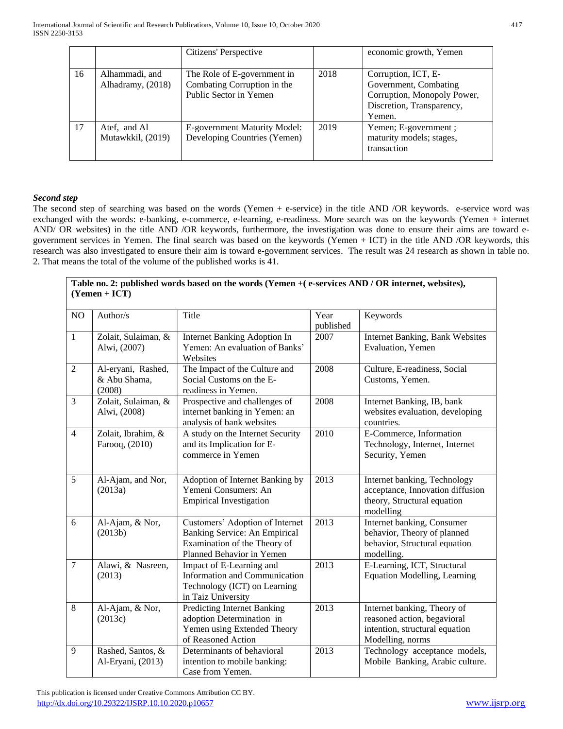| | | Citizens' Perspective | | economic growth, Yemen |
|---|---|---|---|---|
| 16 | Alhammadi, and Alhadramy, (2018) | The Role of E-government in Combating Corruption in the Public Sector in Yemen | 2018 | Corruption, ICT, E-Government, Combating Corruption, Monopoly Power, Discretion, Transparency, Yemen. |
| 17 | Atef, and Al Mutawkkil, (2019) | E-government Maturity Model: Developing Countries (Yemen) | 2019 | Yemen; E-government ; maturity models; stages, transaction |

***Second step***

The second step of searching was based on the words (Yemen + e-service) in the title AND /OR keywords. e-service word was exchanged with the words: e-banking, e-commerce, e-learning, e-readiness. More search was on the keywords (Yemen + internet AND/ OR websites) in the title AND /OR keywords, furthermore, the investigation was done to ensure their aims are toward e-government services in Yemen. The final search was based on the keywords (Yemen + ICT) in the title AND /OR keywords, this research was also investigated to ensure their aim is toward e-government services. The result was 24 research as shown in table no. 2. That means the total of the volume of the published works is 41.

**Table no. 2: published words based on the words (Yemen +( e-services AND / OR internet, websites), (Yemen + ICT)**

| NO | Author/s | Title | Year published | Keywords |
|---|---|---|---|---|
| 1 | Zolait, Sulaiman, & Alwi, (2007) | Internet Banking Adoption In Yemen: An evaluation of Banks' Websites | 2007 | Internet Banking, Bank Websites Evaluation, Yemen |
| 2 | Al-eryani, Rashed, & Abu Shama, (2008) | The Impact of the Culture and Social Customs on the E-readiness in Yemen. | 2008 | Culture, E-readiness, Social Customs, Yemen. |
| 3 | Zolait, Sulaiman, & Alwi, (2008) | Prospective and challenges of internet banking in Yemen: an analysis of bank websites | 2008 | Internet Banking, IB, bank websites evaluation, developing countries. |
| 4 | Zolait, Ibrahim, & Farooq, (2010) | A study on the Internet Security and its Implication for E-commerce in Yemen | 2010 | E-Commerce, Information Technology, Internet, Internet Security, Yemen |
| 5 | Al-Ajam, and Nor, (2013a) | Adoption of Internet Banking by Yemeni Consumers: An Empirical Investigation | 2013 | Internet banking, Technology acceptance, Innovation diffusion theory, Structural equation modelling |
| 6 | Al-Ajam, & Nor, (2013b) | Customers' Adoption of Internet Banking Service: An Empirical Examination of the Theory of Planned Behavior in Yemen | 2013 | Internet banking, Consumer behavior, Theory of planned behavior, Structural equation modelling. |
| 7 | Alawi, & Nasreen, (2013) | Impact of E-Learning and Information and Communication Technology (ICT) on Learning in Taiz University | 2013 | E-Learning, ICT, Structural Equation Modelling, Learning |
| 8 | Al-Ajam, & Nor, (2013c) | Predicting Internet Banking adoption Determination in Yemen using Extended Theory of Reasoned Action | 2013 | Internet banking, Theory of reasoned action, begavioral intention, structural equation Modelling, norms |
| 9 | Rashed, Santos, & Al-Eryani, (2013) | Determinants of behavioral intention to mobile banking: Case from Yemen. | 2013 | Technology acceptance models, Mobile Banking, Arabic culture. |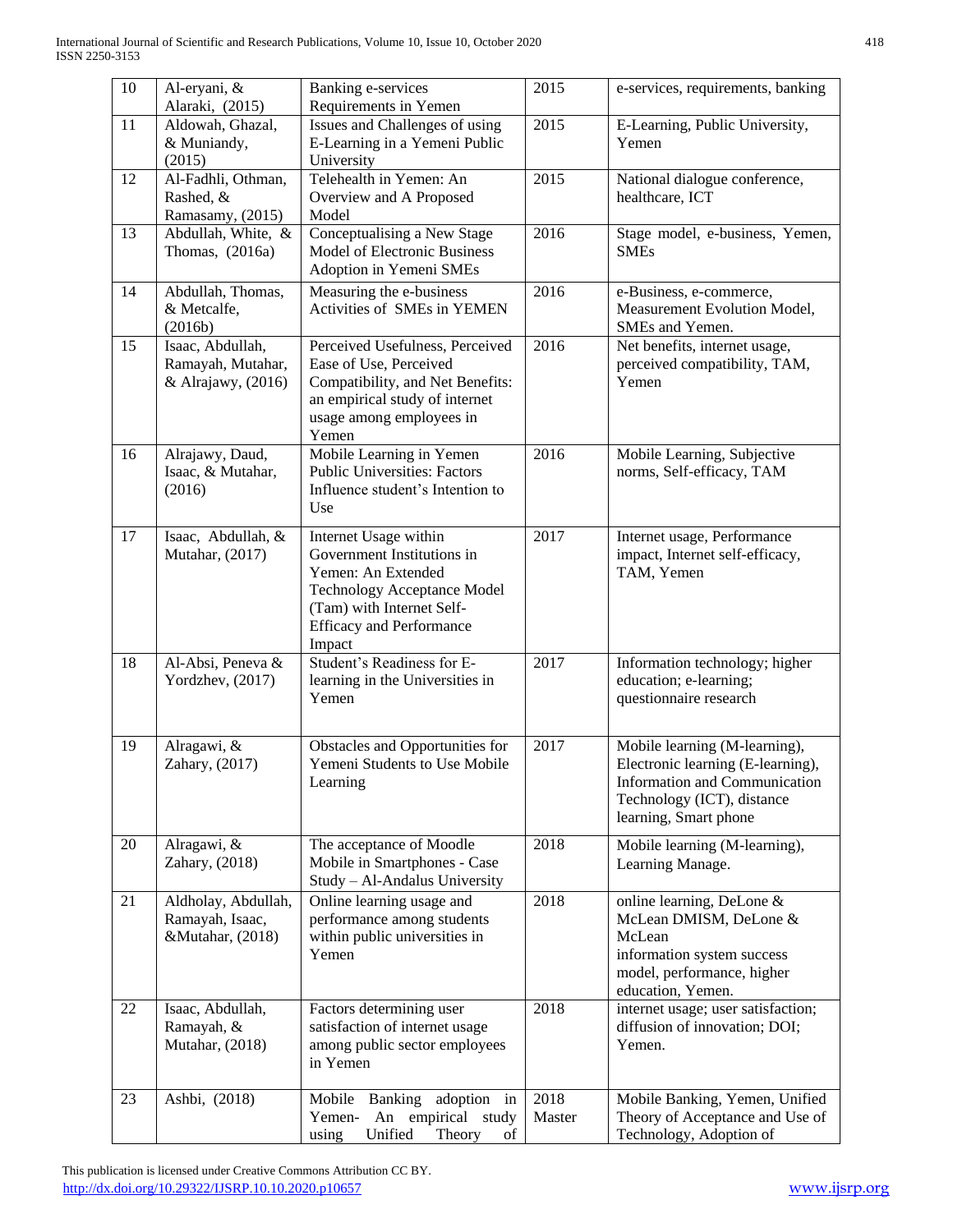| 10 | Al-eryani, & Alaraki, (2015) | Banking e-services Requirements in Yemen | 2015 | e-services, requirements, banking |
|---|---|---|---|---|
| 11 | Aldowah, Ghazal, & Muniandy, (2015) | Issues and Challenges of using E-Learning in a Yemeni Public University | 2015 | E-Learning, Public University, Yemen |
| 12 | Al-Fadhli, Othman, Rashed, & Ramasamy, (2015) | Telehealth in Yemen: An Overview and A Proposed Model | 2015 | National dialogue conference, healthcare, ICT |
| 13 | Abdullah, White, & Thomas, (2016a) | Conceptualising a New Stage Model of Electronic Business Adoption in Yemeni SMEs | 2016 | Stage model, e-business, Yemen, SMEs |
| 14 | Abdullah, Thomas, & Metcalfe, (2016b) | Measuring the e-business Activities of SMEs in YEMEN | 2016 | e-Business, e-commerce, Measurement Evolution Model, SMEs and Yemen. |
| 15 | Isaac, Abdullah, Ramayah, Mutahar, & Alrajawy, (2016) | Perceived Usefulness, Perceived Ease of Use, Perceived Compatibility, and Net Benefits: an empirical study of internet usage among employees in Yemen | 2016 | Net benefits, internet usage, perceived compatibility, TAM, Yemen |
| 16 | Alrajawy, Daud, Isaac, & Mutahar, (2016) | Mobile Learning in Yemen Public Universities: Factors Influence student's Intention to Use | 2016 | Mobile Learning, Subjective norms, Self-efficacy, TAM |
| 17 | Isaac, Abdullah, & Mutahar, (2017) | Internet Usage within Government Institutions in Yemen: An Extended Technology Acceptance Model (Tam) with Internet Self-Efficacy and Performance Impact | 2017 | Internet usage, Performance impact, Internet self-efficacy, TAM, Yemen |
| 18 | Al-Absi, Peneva & Yordzhev, (2017) | Student's Readiness for E-learning in the Universities in Yemen | 2017 | Information technology; higher education; e-learning; questionnaire research |
| 19 | Alragawi, & Zahary, (2017) | Obstacles and Opportunities for Yemeni Students to Use Mobile Learning | 2017 | Mobile learning (M-learning), Electronic learning (E-learning), Information and Communication Technology (ICT), distance learning, Smart phone |
| 20 | Alragawi, & Zahary, (2018) | The acceptance of Moodle Mobile in Smartphones - Case Study – Al-Andalus University | 2018 | Mobile learning (M-learning), Learning Manage. |
| 21 | Aldholay, Abdullah, Ramayah, Isaac, &Mutahar, (2018) | Online learning usage and performance among students within public universities in Yemen | 2018 | online learning, DeLone & McLean DMISM, DeLone & McLean information system success model, performance, higher education, Yemen. |
| 22 | Isaac, Abdullah, Ramayah, & Mutahar, (2018) | Factors determining user satisfaction of internet usage among public sector employees in Yemen | 2018 | internet usage; user satisfaction; diffusion of innovation; DOI; Yemen. |
| 23 | Ashbi, (2018) | Mobile Banking adoption in Yemen- An empirical study using Unified Theory of | 2018 Master | Mobile Banking, Yemen, Unified Theory of Acceptance and Use of Technology, Adoption of |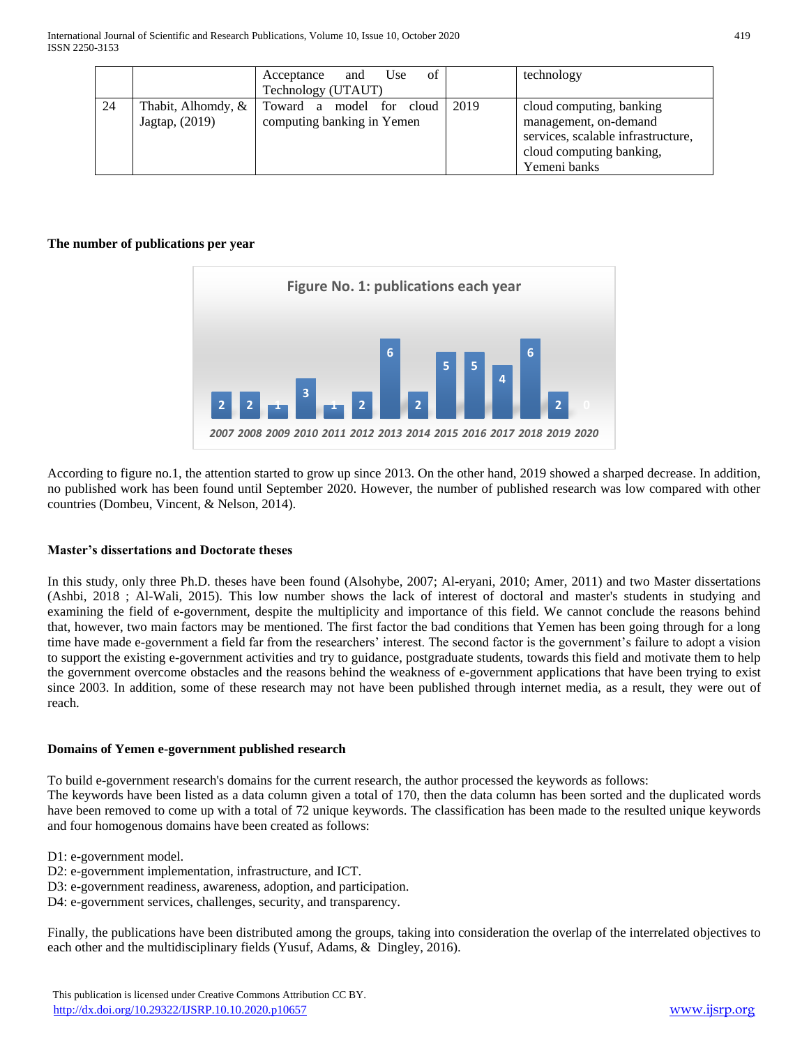| | | Acceptance and Use of Technology (UTAUT) | | technology |
|---|---|---|---|---|
| 24 | Thabit, Alhomdy, & Jagtap, (2019) | Toward a model for cloud computing banking in Yemen | 2019 | cloud computing, banking management, on-demand services, scalable infrastructure, cloud computing banking, Yemeni banks |

**The number of publications per year**

Figure No. 1: publications each year

| 2007 | 2008 | 2009 | 2010 | 2011 | 2012 | 2013 | 2014 | 2015 | 2016 | 2017 | 2018 | 2019 | 2020 |
|---|---|---|---|---|---|---|---|---|---|---|---|---|---|
| 2 | 2 | 1 | 3 | 1 | 2 | 6 | 2 | 5 | 5 | 4 | 6 | 2 | 0 |

According to figure no.1, the attention started to grow up since 2013. On the other hand, 2019 showed a sharped decrease. In addition, no published work has been found until September 2020. However, the number of published research was low compared with other countries (Dombeu, Vincent, & Nelson, 2014).

**Master's dissertations and Doctorate theses**

In this study, only three Ph.D. theses have been found (Alsohybe, 2007; Al-eryani, 2010; Amer, 2011) and two Master dissertations (Ashbi, 2018 ; Al-Wali, 2015). This low number shows the lack of interest of doctoral and master's students in studying and examining the field of e-government, despite the multiplicity and importance of this field. We cannot conclude the reasons behind that, however, two main factors may be mentioned. The first factor the bad conditions that Yemen has been going through for a long time have made e-government a field far from the researchers' interest. The second factor is the government's failure to adopt a vision to support the existing e-government activities and try to guidance, postgraduate students, towards this field and motivate them to help the government overcome obstacles and the reasons behind the weakness of e-government applications that have been trying to exist since 2003. In addition, some of these research may not have been published through internet media, as a result, they were out of reach.

**Domains of Yemen e-government published research**

To build e-government research's domains for the current research, the author processed the keywords as follows:
The keywords have been listed as a data column given a total of 170, then the data column has been sorted and the duplicated words have been removed to come up with a total of 72 unique keywords. The classification has been made to the resulted unique keywords and four homogenous domains have been created as follows:

D1: e-government model.
D2: e-government implementation, infrastructure, and ICT.
D3: e-government readiness, awareness, adoption, and participation.
D4: e-government services, challenges, security, and transparency.

Finally, the publications have been distributed among the groups, taking into consideration the overlap of the interrelated objectives to each other and the multidisciplinary fields (Yusuf, Adams, & Dingley, 2016).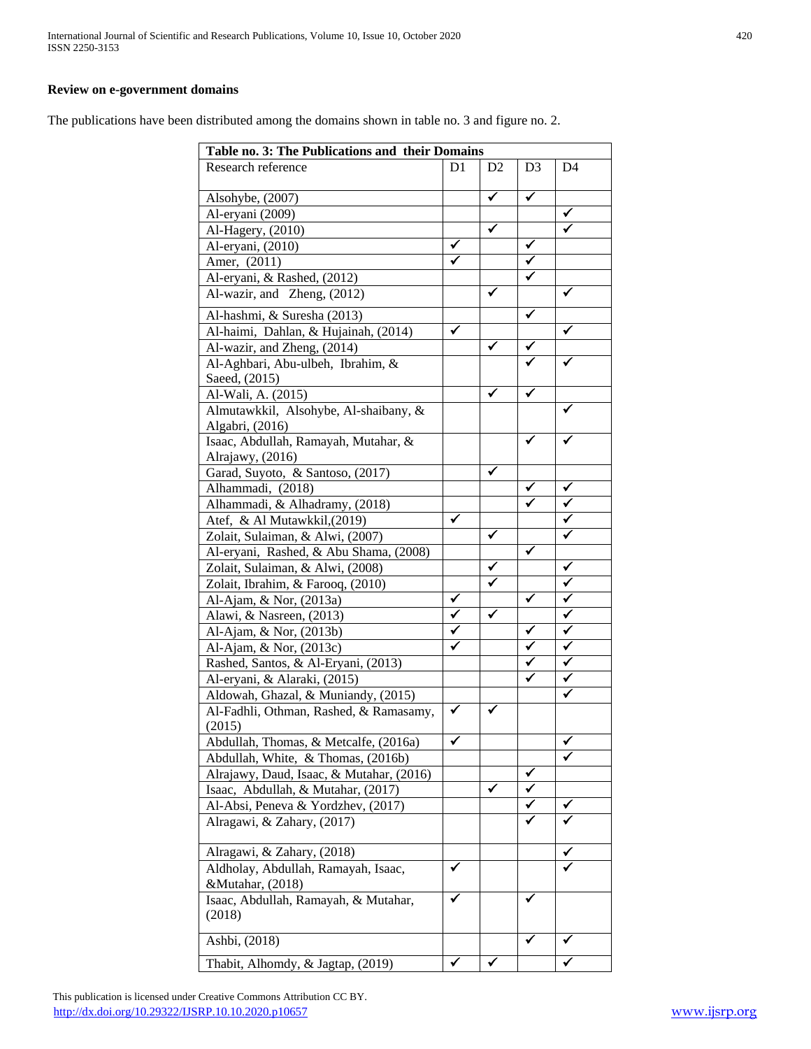**Review on e-government domains**

The publications have been distributed among the domains shown in table no. 3 and figure no. 2.

| Table no. 3: The Publications and their Domains | | | | |
|---|---|---|---|---|
| Research reference | D1 | D2 | D3 | D4 |
| Alsohybe, (2007) | | ✓ | ✓ | |
| Al-eryani (2009) | | | | ✓ |
| Al-Hagery, (2010) | | ✓ | | ✓ |
| Al-eryani, (2010) | ✓ | | ✓ | |
| Amer, (2011) | ✓ | | ✓ | |
| Al-eryani, & Rashed, (2012) | | | ✓ | |
| Al-wazir, and Zheng, (2012) | | ✓ | | ✓ |
| Al-hashmi, & Suresha (2013) | | | ✓ | |
| Al-haimi, Dahlan, & Hujainah, (2014) | ✓ | | | ✓ |
| Al-wazir, and Zheng, (2014) | | ✓ | ✓ | |
| Al-Aghbari, Abu-ulbeh, Ibrahim, & Saeed, (2015) | | | ✓ | ✓ |
| Al-Wali, A. (2015) | | ✓ | ✓ | |
| Almutawkkil, Alsohybe, Al-shaibany, & Algabri, (2016) | | | | ✓ |
| Isaac, Abdullah, Ramayah, Mutahar, & Alrajawy, (2016) | | | ✓ | ✓ |
| Garad, Suyoto, & Santoso, (2017) | | ✓ | | |
| Alhammadi, (2018) | | | ✓ | ✓ |
| Alhammadi, & Alhadramy, (2018) | | | ✓ | ✓ |
| Atef, & Al Mutawkkil,(2019) | ✓ | | | ✓ |
| Zolait, Sulaiman, & Alwi, (2007) | | ✓ | | ✓ |
| Al-eryani, Rashed, & Abu Shama, (2008) | | | ✓ | |
| Zolait, Sulaiman, & Alwi, (2008) | | ✓ | | ✓ |
| Zolait, Ibrahim, & Farooq, (2010) | | ✓ | | ✓ |
| Al-Ajam, & Nor, (2013a) | ✓ | | ✓ | ✓ |
| Alawi, & Nasreen, (2013) | ✓ | ✓ | | ✓ |
| Al-Ajam, & Nor, (2013b) | ✓ | | ✓ | ✓ |
| Al-Ajam, & Nor, (2013c) | ✓ | | ✓ | ✓ |
| Rashed, Santos, & Al-Eryani, (2013) | | | ✓ | ✓ |
| Al-eryani, & Alaraki, (2015) | | | ✓ | ✓ |
| Aldowah, Ghazal, & Muniandy, (2015) | | | | ✓ |
| Al-Fadhli, Othman, Rashed, & Ramasamy, (2015) | ✓ | ✓ | | |
| Abdullah, Thomas, & Metcalfe, (2016a) | ✓ | | | ✓ |
| Abdullah, White, & Thomas, (2016b) | | | | ✓ |
| Alrajawy, Daud, Isaac, & Mutahar, (2016) | | | ✓ | |
| Isaac, Abdullah, & Mutahar, (2017) | | ✓ | ✓ | |
| Al-Absi, Peneva & Yordzhev, (2017) | | | ✓ | ✓ |
| Alragawi, & Zahary, (2017) | | | ✓ | ✓ |
| Alragawi, & Zahary, (2018) | | | | ✓ |
| Aldholay, Abdullah, Ramayah, Isaac, &Mutahar, (2018) | ✓ | | | ✓ |
| Isaac, Abdullah, Ramayah, & Mutahar, (2018) | ✓ | | ✓ | |
| Ashbi, (2018) | | | ✓ | ✓ |
| Thabit, Alhomdy, & Jagtap, (2019) | ✓ | ✓ | | ✓ |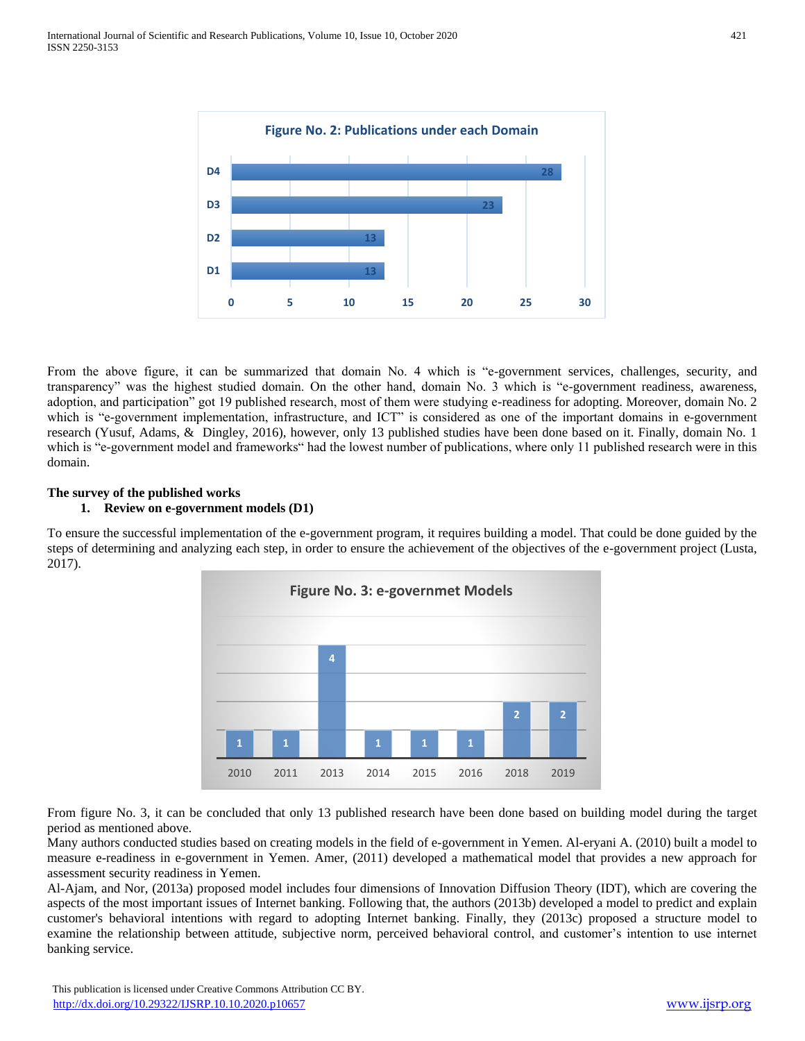**Figure No. 2: Publications under each Domain**

| Domain | Publications |
| --- | --- |
| D4 | 28 |
| D3 | 23 |
| D2 | 13 |
| D1 | 13 |

From the above figure, it can be summarized that domain No. 4 which is "e-government services, challenges, security, and transparency" was the highest studied domain. On the other hand, domain No. 3 which is "e-government readiness, awareness, adoption, and participation" got 19 published research, most of them were studying e-readiness for adopting. Moreover, domain No. 2 which is "e-government implementation, infrastructure, and ICT" is considered as one of the important domains in e-government research (Yusuf, Adams, & Dingley, 2016), however, only 13 published studies have been done based on it. Finally, domain No. 1 which is "e-government model and frameworks" had the lowest number of publications, where only 11 published research were in this domain.

**The survey of the published works**

1. **Review on e-government models (D1)**

To ensure the successful implementation of the e-government program, it requires building a model. That could be done guided by the steps of determining and analyzing each step, in order to ensure the achievement of the objectives of the e-government project (Lusta, 2017).

**Figure No. 3: e-governmet Models**

| Year | 2010 | 2011 | 2013 | 2014 | 2015 | 2016 | 2018 | 2019 |
| --- | --- | --- | --- | --- | --- | --- | --- | --- |
| Publications | 1 | 1 | 4 | 1 | 1 | 1 | 2 | 2 |

From figure No. 3, it can be concluded that only 13 published research have been done based on building model during the target period as mentioned above.

Many authors conducted studies based on creating models in the field of e-government in Yemen. Al-eryani A. (2010) built a model to measure e-readiness in e-government in Yemen. Amer, (2011) developed a mathematical model that provides a new approach for assessment security readiness in Yemen.

Al-Ajam, and Nor, (2013a) proposed model includes four dimensions of Innovation Diffusion Theory (IDT), which are covering the aspects of the most important issues of Internet banking. Following that, the authors (2013b) developed a model to predict and explain customer's behavioral intentions with regard to adopting Internet banking. Finally, they (2013c) proposed a structure model to examine the relationship between attitude, subjective norm, perceived behavioral control, and customer's intention to use internet banking service.

This publication is licensed under Creative Commons Attribution CC BY.
http://dx.doi.org/10.29322/IJSRP.10.10.2020.p10657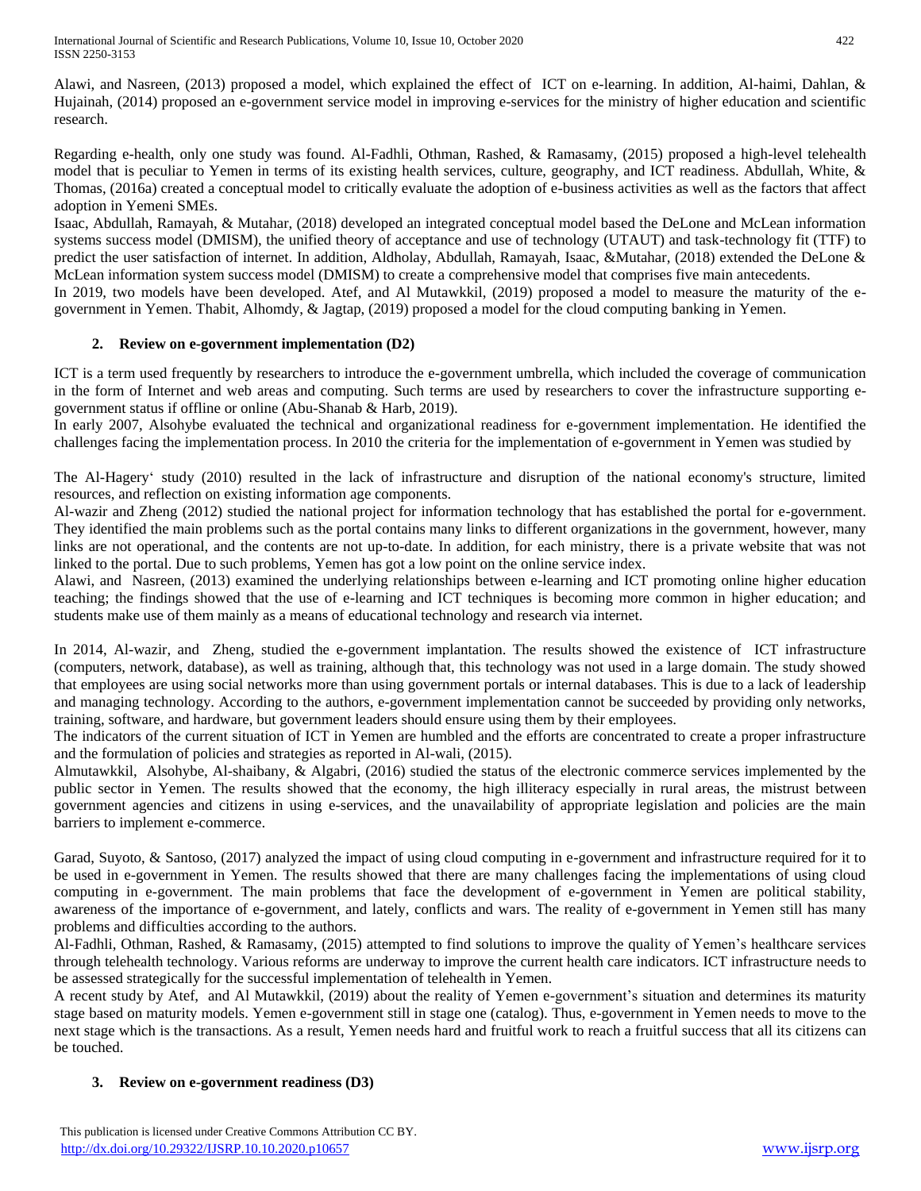Alawi, and Nasreen, (2013) proposed a model, which explained the effect of ICT on e-learning. In addition, Al-haimi, Dahlan, & Hujainah, (2014) proposed an e-government service model in improving e-services for the ministry of higher education and scientific research.

Regarding e-health, only one study was found. Al-Fadhli, Othman, Rashed, & Ramasamy, (2015) proposed a high-level telehealth model that is peculiar to Yemen in terms of its existing health services, culture, geography, and ICT readiness. Abdullah, White, & Thomas, (2016a) created a conceptual model to critically evaluate the adoption of e-business activities as well as the factors that affect adoption in Yemeni SMEs.

Isaac, Abdullah, Ramayah, & Mutahar, (2018) developed an integrated conceptual model based the DeLone and McLean information systems success model (DMISM), the unified theory of acceptance and use of technology (UTAUT) and task-technology fit (TTF) to predict the user satisfaction of internet. In addition, Aldholay, Abdullah, Ramayah, Isaac, &Mutahar, (2018) extended the DeLone & McLean information system success model (DMISM) to create a comprehensive model that comprises five main antecedents.

In 2019, two models have been developed. Atef, and Al Mutawkkil, (2019) proposed a model to measure the maturity of the e-government in Yemen. Thabit, Alhomdy, & Jagtap, (2019) proposed a model for the cloud computing banking in Yemen.

### 2. Review on e-government implementation (D2)

ICT is a term used frequently by researchers to introduce the e-government umbrella, which included the coverage of communication in the form of Internet and web areas and computing. Such terms are used by researchers to cover the infrastructure supporting e-government status if offline or online (Abu-Shanab & Harb, 2019).

In early 2007, Alsohybe evaluated the technical and organizational readiness for e-government implementation. He identified the challenges facing the implementation process. In 2010 the criteria for the implementation of e-government in Yemen was studied by

The Al-Hagery' study (2010) resulted in the lack of infrastructure and disruption of the national economy's structure, limited resources, and reflection on existing information age components.

Al-wazir and Zheng (2012) studied the national project for information technology that has established the portal for e-government. They identified the main problems such as the portal contains many links to different organizations in the government, however, many links are not operational, and the contents are not up-to-date. In addition, for each ministry, there is a private website that was not linked to the portal. Due to such problems, Yemen has got a low point on the online service index.

Alawi, and Nasreen, (2013) examined the underlying relationships between e-learning and ICT promoting online higher education teaching; the findings showed that the use of e-learning and ICT techniques is becoming more common in higher education; and students make use of them mainly as a means of educational technology and research via internet.

In 2014, Al-wazir, and Zheng, studied the e-government implantation. The results showed the existence of ICT infrastructure (computers, network, database), as well as training, although that, this technology was not used in a large domain. The study showed that employees are using social networks more than using government portals or internal databases. This is due to a lack of leadership and managing technology. According to the authors, e-government implementation cannot be succeeded by providing only networks, training, software, and hardware, but government leaders should ensure using them by their employees.

The indicators of the current situation of ICT in Yemen are humbled and the efforts are concentrated to create a proper infrastructure and the formulation of policies and strategies as reported in Al-wali, (2015).

Almutawkkil, Alsohybe, Al-shaibany, & Algabri, (2016) studied the status of the electronic commerce services implemented by the public sector in Yemen. The results showed that the economy, the high illiteracy especially in rural areas, the mistrust between government agencies and citizens in using e-services, and the unavailability of appropriate legislation and policies are the main barriers to implement e-commerce.

Garad, Suyoto, & Santoso, (2017) analyzed the impact of using cloud computing in e-government and infrastructure required for it to be used in e-government in Yemen. The results showed that there are many challenges facing the implementations of using cloud computing in e-government. The main problems that face the development of e-government in Yemen are political stability, awareness of the importance of e-government, and lately, conflicts and wars. The reality of e-government in Yemen still has many problems and difficulties according to the authors.

Al-Fadhli, Othman, Rashed, & Ramasamy, (2015) attempted to find solutions to improve the quality of Yemen's healthcare services through telehealth technology. Various reforms are underway to improve the current health care indicators. ICT infrastructure needs to be assessed strategically for the successful implementation of telehealth in Yemen.

A recent study by Atef, and Al Mutawkkil, (2019) about the reality of Yemen e-government's situation and determines its maturity stage based on maturity models. Yemen e-government still in stage one (catalog). Thus, e-government in Yemen needs to move to the next stage which is the transactions. As a result, Yemen needs hard and fruitful work to reach a fruitful success that all its citizens can be touched.

### 3. Review on e-government readiness (D3)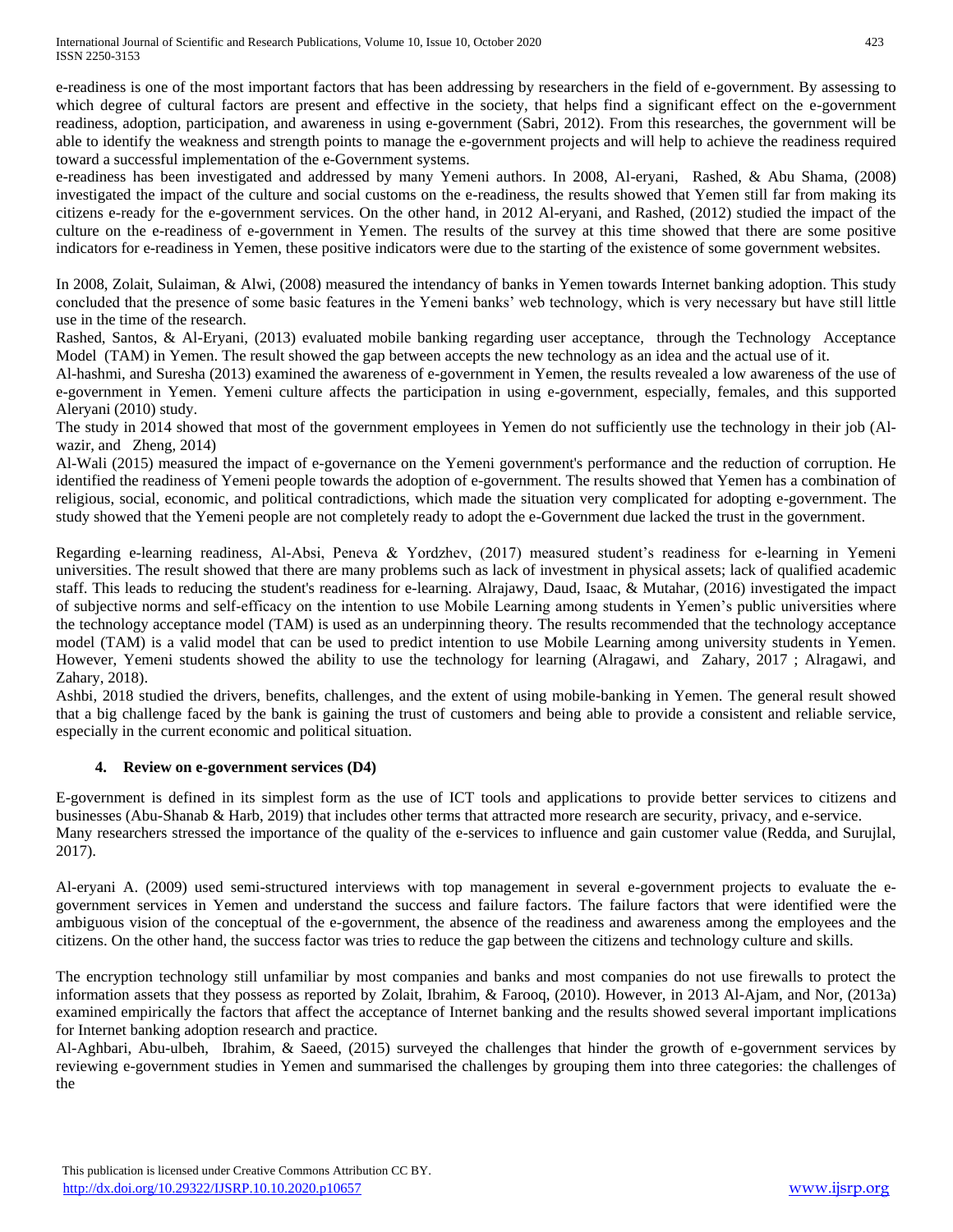e-readiness is one of the most important factors that has been addressing by researchers in the field of e-government. By assessing to which degree of cultural factors are present and effective in the society, that helps find a significant effect on the e-government readiness, adoption, participation, and awareness in using e-government (Sabri, 2012). From this researches, the government will be able to identify the weakness and strength points to manage the e-government projects and will help to achieve the readiness required toward a successful implementation of the e-Government systems.

e-readiness has been investigated and addressed by many Yemeni authors. In 2008, Al-eryani, Rashed, & Abu Shama, (2008) investigated the impact of the culture and social customs on the e-readiness, the results showed that Yemen still far from making its citizens e-ready for the e-government services. On the other hand, in 2012 Al-eryani, and Rashed, (2012) studied the impact of the culture on the e-readiness of e-government in Yemen. The results of the survey at this time showed that there are some positive indicators for e-readiness in Yemen, these positive indicators were due to the starting of the existence of some government websites.

In 2008, Zolait, Sulaiman, & Alwi, (2008) measured the intendancy of banks in Yemen towards Internet banking adoption. This study concluded that the presence of some basic features in the Yemeni banks' web technology, which is very necessary but have still little use in the time of the research.

Rashed, Santos, & Al-Eryani, (2013) evaluated mobile banking regarding user acceptance, through the Technology Acceptance Model (TAM) in Yemen. The result showed the gap between accepts the new technology as an idea and the actual use of it.

Al-hashmi, and Suresha (2013) examined the awareness of e-government in Yemen, the results revealed a low awareness of the use of e-government in Yemen. Yemeni culture affects the participation in using e-government, especially, females, and this supported Aleryani (2010) study.

The study in 2014 showed that most of the government employees in Yemen do not sufficiently use the technology in their job (Al-wazir, and Zheng, 2014)

Al-Wali (2015) measured the impact of e-governance on the Yemeni government's performance and the reduction of corruption. He identified the readiness of Yemeni people towards the adoption of e-government. The results showed that Yemen has a combination of religious, social, economic, and political contradictions, which made the situation very complicated for adopting e-government. The study showed that the Yemeni people are not completely ready to adopt the e-Government due lacked the trust in the government.

Regarding e-learning readiness, Al-Absi, Peneva & Yordzhev, (2017) measured student's readiness for e-learning in Yemeni universities. The result showed that there are many problems such as lack of investment in physical assets; lack of qualified academic staff. This leads to reducing the student's readiness for e-learning. Alrajawy, Daud, Isaac, & Mutahar, (2016) investigated the impact of subjective norms and self-efficacy on the intention to use Mobile Learning among students in Yemen's public universities where the technology acceptance model (TAM) is used as an underpinning theory. The results recommended that the technology acceptance model (TAM) is a valid model that can be used to predict intention to use Mobile Learning among university students in Yemen. However, Yemeni students showed the ability to use the technology for learning (Alragawi, and Zahary, 2017 ; Alragawi, and Zahary, 2018).

Ashbi, 2018 studied the drivers, benefits, challenges, and the extent of using mobile-banking in Yemen. The general result showed that a big challenge faced by the bank is gaining the trust of customers and being able to provide a consistent and reliable service, especially in the current economic and political situation.

### 4. Review on e-government services (D4)

E-government is defined in its simplest form as the use of ICT tools and applications to provide better services to citizens and businesses (Abu-Shanab & Harb, 2019) that includes other terms that attracted more research are security, privacy, and e-service.

Many researchers stressed the importance of the quality of the e-services to influence and gain customer value (Redda, and Surujlal, 2017).

Al-eryani A. (2009) used semi-structured interviews with top management in several e-government projects to evaluate the e-government services in Yemen and understand the success and failure factors. The failure factors that were identified were the ambiguous vision of the conceptual of the e-government, the absence of the readiness and awareness among the employees and the citizens. On the other hand, the success factor was tries to reduce the gap between the citizens and technology culture and skills.

The encryption technology still unfamiliar by most companies and banks and most companies do not use firewalls to protect the information assets that they possess as reported by Zolait, Ibrahim, & Farooq, (2010). However, in 2013 Al-Ajam, and Nor, (2013a) examined empirically the factors that affect the acceptance of Internet banking and the results showed several important implications for Internet banking adoption research and practice.

Al-Aghbari, Abu-ulbeh, Ibrahim, & Saeed, (2015) surveyed the challenges that hinder the growth of e-government services by reviewing e-government studies in Yemen and summarised the challenges by grouping them into three categories: the challenges of the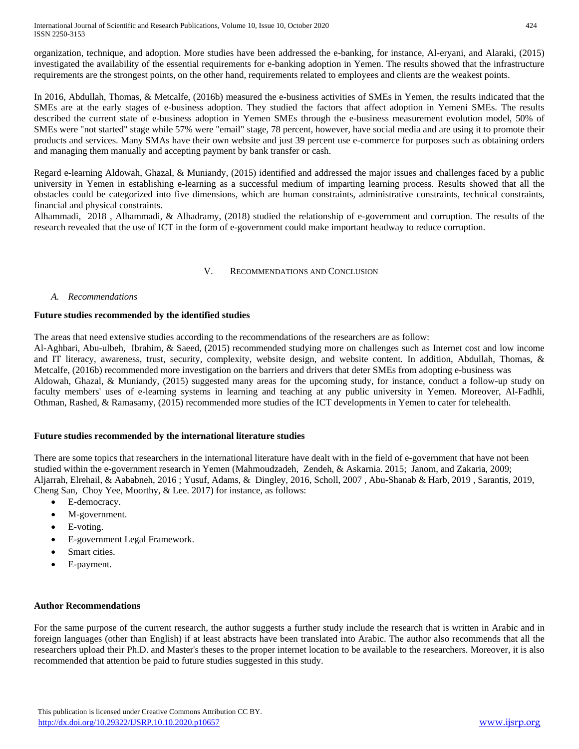organization, technique, and adoption. More studies have been addressed the e-banking, for instance, Al-eryani, and Alaraki, (2015) investigated the availability of the essential requirements for e-banking adoption in Yemen. The results showed that the infrastructure requirements are the strongest points, on the other hand, requirements related to employees and clients are the weakest points.

In 2016, Abdullah, Thomas, & Metcalfe, (2016b) measured the e-business activities of SMEs in Yemen, the results indicated that the SMEs are at the early stages of e-business adoption. They studied the factors that affect adoption in Yemeni SMEs. The results described the current state of e-business adoption in Yemen SMEs through the e-business measurement evolution model, 50% of SMEs were "not started" stage while 57% were "email" stage, 78 percent, however, have social media and are using it to promote their products and services. Many SMAs have their own website and just 39 percent use e-commerce for purposes such as obtaining orders and managing them manually and accepting payment by bank transfer or cash.

Regard e-learning Aldowah, Ghazal, & Muniandy, (2015) identified and addressed the major issues and challenges faced by a public university in Yemen in establishing e-learning as a successful medium of imparting learning process. Results showed that all the obstacles could be categorized into five dimensions, which are human constraints, administrative constraints, technical constraints, financial and physical constraints.
Alhammadi, 2018 , Alhammadi, & Alhadramy, (2018) studied the relationship of e-government and corruption. The results of the research revealed that the use of ICT in the form of e-government could make important headway to reduce corruption.

## V. Recommendations and Conclusion

### A. Recommendations

**Future studies recommended by the identified studies**

The areas that need extensive studies according to the recommendations of the researchers are as follow:
Al-Aghbari, Abu-ulbeh, Ibrahim, & Saeed, (2015) recommended studying more on challenges such as Internet cost and low income and IT literacy, awareness, trust, security, complexity, website design, and website content. In addition, Abdullah, Thomas, & Metcalfe, (2016b) recommended more investigation on the barriers and drivers that deter SMEs from adopting e-business was
Aldowah, Ghazal, & Muniandy, (2015) suggested many areas for the upcoming study, for instance, conduct a follow-up study on faculty members' uses of e-learning systems in learning and teaching at any public university in Yemen. Moreover, Al-Fadhli, Othman, Rashed, & Ramasamy, (2015) recommended more studies of the ICT developments in Yemen to cater for telehealth.

**Future studies recommended by the international literature studies**

There are some topics that researchers in the international literature have dealt with in the field of e-government that have not been studied within the e-government research in Yemen (Mahmoudzadeh, Zendeh, & Askarnia. 2015; Janom, and Zakaria, 2009; Aljarrah, Elrehail, & Aababneh, 2016 ; Yusuf, Adams, & Dingley, 2016, Scholl, 2007 , Abu-Shanab & Harb, 2019 , Sarantis, 2019, Cheng San, Choy Yee, Moorthy, & Lee. 2017) for instance, as follows:

- E-democracy.
- M-government.
- E-voting.
- E-government Legal Framework.
- Smart cities.
- E-payment.

**Author Recommendations**

For the same purpose of the current research, the author suggests a further study include the research that is written in Arabic and in foreign languages (other than English) if at least abstracts have been translated into Arabic. The author also recommends that all the researchers upload their Ph.D. and Master's theses to the proper internet location to be available to the researchers. Moreover, it is also recommended that attention be paid to future studies suggested in this study.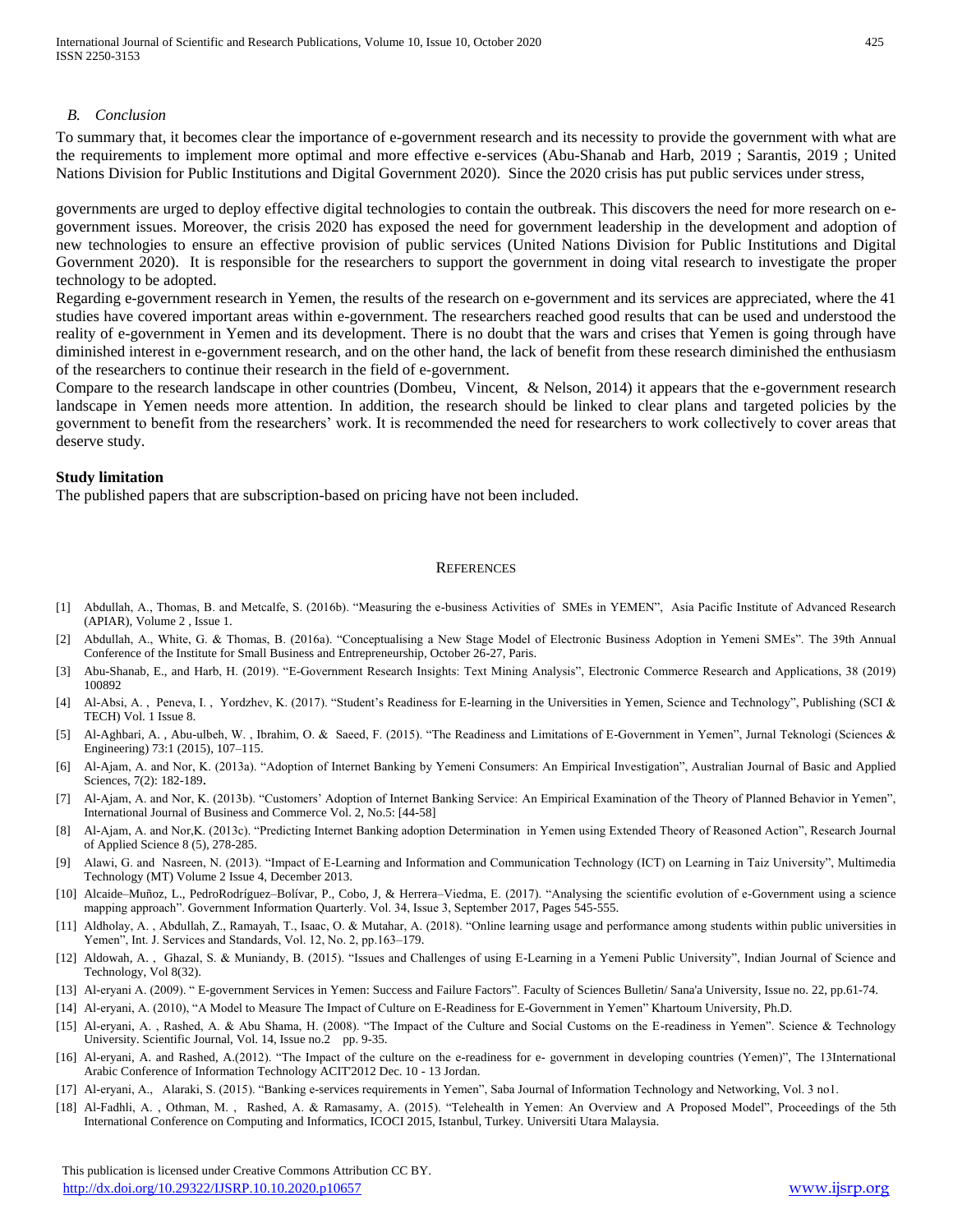### *B. Conclusion*

To summary that, it becomes clear the importance of e-government research and its necessity to provide the government with what are the requirements to implement more optimal and more effective e-services (Abu-Shanab and Harb, 2019 ; Sarantis, 2019 ; United Nations Division for Public Institutions and Digital Government 2020). Since the 2020 crisis has put public services under stress,

governments are urged to deploy effective digital technologies to contain the outbreak. This discovers the need for more research on e-government issues. Moreover, the crisis 2020 has exposed the need for government leadership in the development and adoption of new technologies to ensure an effective provision of public services (United Nations Division for Public Institutions and Digital Government 2020). It is responsible for the researchers to support the government in doing vital research to investigate the proper technology to be adopted.

Regarding e-government research in Yemen, the results of the research on e-government and its services are appreciated, where the 41 studies have covered important areas within e-government. The researchers reached good results that can be used and understood the reality of e-government in Yemen and its development. There is no doubt that the wars and crises that Yemen is going through have diminished interest in e-government research, and on the other hand, the lack of benefit from these research diminished the enthusiasm of the researchers to continue their research in the field of e-government.

Compare to the research landscape in other countries (Dombeu, Vincent, & Nelson, 2014) it appears that the e-government research landscape in Yemen needs more attention. In addition, the research should be linked to clear plans and targeted policies by the government to benefit from the researchers' work. It is recommended the need for researchers to work collectively to cover areas that deserve study.

**Study limitation**

The published papers that are subscription-based on pricing have not been included.

## REFERENCES

[1] Abdullah, A., Thomas, B. and Metcalfe, S. (2016b). "Measuring the e-business Activities of SMEs in YEMEN", Asia Pacific Institute of Advanced Research (APIAR), Volume 2 , Issue 1.

[2] Abdullah, A., White, G. & Thomas, B. (2016a). "Conceptualising a New Stage Model of Electronic Business Adoption in Yemeni SMEs". The 39th Annual Conference of the Institute for Small Business and Entrepreneurship, October 26-27, Paris.

[3] Abu-Shanab, E., and Harb, H. (2019). "E-Government Research Insights: Text Mining Analysis", Electronic Commerce Research and Applications, 38 (2019) 100892

[4] Al-Absi, A. , Peneva, I. , Yordzhev, K. (2017). "Student's Readiness for E-learning in the Universities in Yemen, Science and Technology", Publishing (SCI & TECH) Vol. 1 Issue 8.

[5] Al-Aghbari, A. , Abu-ulbeh, W. , Ibrahim, O. & Saeed, F. (2015). "The Readiness and Limitations of E-Government in Yemen", Jurnal Teknologi (Sciences & Engineering) 73:1 (2015), 107–115.

[6] Al-Ajam, A. and Nor, K. (2013a). "Adoption of Internet Banking by Yemeni Consumers: An Empirical Investigation", Australian Journal of Basic and Applied Sciences, 7(2): 182-189.

[7] Al-Ajam, A. and Nor, K. (2013b). "Customers' Adoption of Internet Banking Service: An Empirical Examination of the Theory of Planned Behavior in Yemen", International Journal of Business and Commerce Vol. 2, No.5: [44-58]

[8] Al-Ajam, A. and Nor,K. (2013c). "Predicting Internet Banking adoption Determination in Yemen using Extended Theory of Reasoned Action", Research Journal of Applied Science 8 (5), 278-285.

[9] Alawi, G. and Nasreen, N. (2013). "Impact of E-Learning and Information and Communication Technology (ICT) on Learning in Taiz University", Multimedia Technology (MT) Volume 2 Issue 4, December 2013.

[10] Alcaide–Muñoz, L., PedroRodríguez–Bolívar, P., Cobo, J, & Herrera–Viedma, E. (2017). "Analysing the scientific evolution of e-Government using a science mapping approach". Government Information Quarterly. Vol. 34, Issue 3, September 2017, Pages 545-555.

[11] Aldholay, A. , Abdullah, Z., Ramayah, T., Isaac, O. & Mutahar, A. (2018). "Online learning usage and performance among students within public universities in Yemen", Int. J. Services and Standards, Vol. 12, No. 2, pp.163–179.

[12] Aldowah, A. , Ghazal, S. & Muniandy, B. (2015). "Issues and Challenges of using E-Learning in a Yemeni Public University", Indian Journal of Science and Technology, Vol 8(32).

[13] Al-eryani A. (2009). " E-government Services in Yemen: Success and Failure Factors". Faculty of Sciences Bulletin/ Sana'a University, Issue no. 22, pp.61-74.

[14] Al-eryani, A. (2010), "A Model to Measure The Impact of Culture on E-Readiness for E-Government in Yemen" Khartoum University, Ph.D.

[15] Al-eryani, A. , Rashed, A. & Abu Shama, H. (2008). "The Impact of the Culture and Social Customs on the E-readiness in Yemen". Science & Technology University. Scientific Journal, Vol. 14, Issue no.2 pp. 9-35.

[16] Al-eryani, A. and Rashed, A.(2012). "The Impact of the culture on the e-readiness for e- government in developing countries (Yemen)", The 13International Arabic Conference of Information Technology ACIT'2012 Dec. 10 - 13 Jordan.

[17] Al-eryani, A., Alaraki, S. (2015). "Banking e-services requirements in Yemen", Saba Journal of Information Technology and Networking, Vol. 3 no1.

[18] Al-Fadhli, A. , Othman, M. , Rashed, A. & Ramasamy, A. (2015). "Telehealth in Yemen: An Overview and A Proposed Model", Proceedings of the 5th International Conference on Computing and Informatics, ICOCI 2015, Istanbul, Turkey. Universiti Utara Malaysia.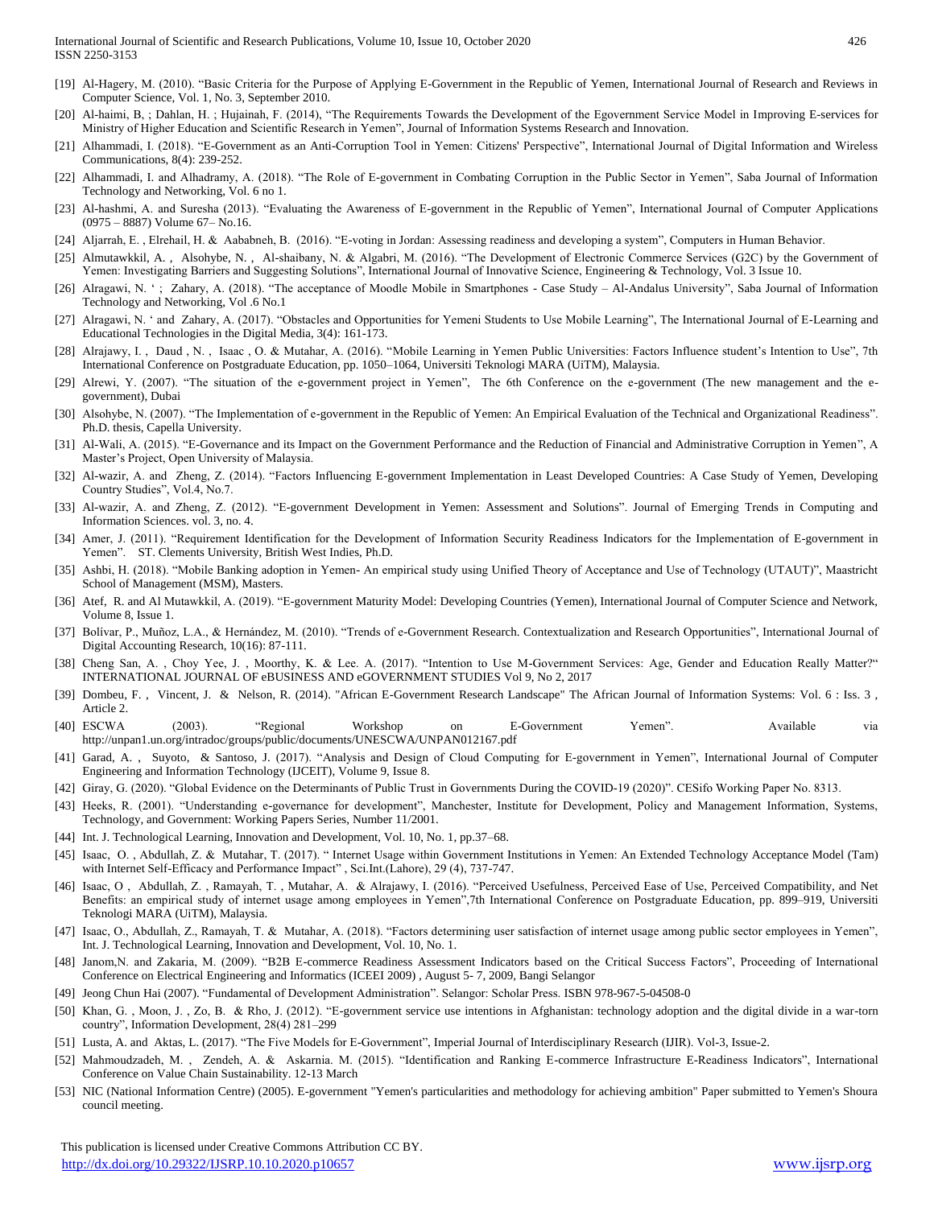[19] Al-Hagery, M. (2010). "Basic Criteria for the Purpose of Applying E-Government in the Republic of Yemen, International Journal of Research and Reviews in Computer Science, Vol. 1, No. 3, September 2010.

[20] Al-haimi, B, ; Dahlan, H. ; Hujainah, F. (2014), "The Requirements Towards the Development of the Egovernment Service Model in Improving E-services for Ministry of Higher Education and Scientific Research in Yemen", Journal of Information Systems Research and Innovation.

[21] Alhammadi, I. (2018). "E-Government as an Anti-Corruption Tool in Yemen: Citizens' Perspective", International Journal of Digital Information and Wireless Communications, 8(4): 239-252.

[22] Alhammadi, I. and Alhadramy, A. (2018). "The Role of E-government in Combating Corruption in the Public Sector in Yemen", Saba Journal of Information Technology and Networking, Vol. 6 no 1.

[23] Al-hashmi, A. and Suresha (2013). "Evaluating the Awareness of E-government in the Republic of Yemen", International Journal of Computer Applications (0975 – 8887) Volume 67– No.16.

[24] Aljarrah, E. , Elrehail, H. & Aababneh, B. (2016). "E-voting in Jordan: Assessing readiness and developing a system", Computers in Human Behavior.

[25] Almutawkkil, A. , Alsohybe, N. , Al-shaibany, N. & Algabri, M. (2016). "The Development of Electronic Commerce Services (G2C) by the Government of Yemen: Investigating Barriers and Suggesting Solutions", International Journal of Innovative Science, Engineering & Technology, Vol. 3 Issue 10.

[26] Alragawi, N. ' ; Zahary, A. (2018). "The acceptance of Moodle Mobile in Smartphones - Case Study – Al-Andalus University", Saba Journal of Information Technology and Networking, Vol .6 No.1

[27] Alragawi, N. ' and Zahary, A. (2017). "Obstacles and Opportunities for Yemeni Students to Use Mobile Learning", The International Journal of E-Learning and Educational Technologies in the Digital Media, 3(4): 161-173.

[28] Alrajawy, I. , Daud , N. , Isaac , O. & Mutahar, A. (2016). "Mobile Learning in Yemen Public Universities: Factors Influence student's Intention to Use", 7th International Conference on Postgraduate Education, pp. 1050–1064, Universiti Teknologi MARA (UiTM), Malaysia.

[29] Alrewi, Y. (2007). "The situation of the e-government project in Yemen", The 6th Conference on the e-government (The new management and the e-government), Dubai

[30] Alsohybe, N. (2007). "The Implementation of e-government in the Republic of Yemen: An Empirical Evaluation of the Technical and Organizational Readiness". Ph.D. thesis, Capella University.

[31] Al-Wali, A. (2015). "E-Governance and its Impact on the Government Performance and the Reduction of Financial and Administrative Corruption in Yemen", A Master's Project, Open University of Malaysia.

[32] Al-wazir, A. and Zheng, Z. (2014). "Factors Influencing E-government Implementation in Least Developed Countries: A Case Study of Yemen, Developing Country Studies", Vol.4, No.7.

[33] Al-wazir, A. and Zheng, Z. (2012). "E-government Development in Yemen: Assessment and Solutions". Journal of Emerging Trends in Computing and Information Sciences. vol. 3, no. 4.

[34] Amer, J. (2011). "Requirement Identification for the Development of Information Security Readiness Indicators for the Implementation of E-government in Yemen". ST. Clements University, British West Indies, Ph.D.

[35] Ashbi, H. (2018). "Mobile Banking adoption in Yemen- An empirical study using Unified Theory of Acceptance and Use of Technology (UTAUT)", Maastricht School of Management (MSM), Masters.

[36] Atef, R. and Al Mutawkkil, A. (2019). "E-government Maturity Model: Developing Countries (Yemen), International Journal of Computer Science and Network, Volume 8, Issue 1.

[37] Bolívar, P., Muñoz, L.A., & Hernández, M. (2010). "Trends of e-Government Research. Contextualization and Research Opportunities", International Journal of Digital Accounting Research, 10(16): 87-111.

[38] Cheng San, A. , Choy Yee, J. , Moorthy, K. & Lee. A. (2017). "Intention to Use M-Government Services: Age, Gender and Education Really Matter?" INTERNATIONAL JOURNAL OF eBUSINESS AND eGOVERNMENT STUDIES Vol 9, No 2, 2017

[39] Dombeu, F. , Vincent, J. & Nelson, R. (2014). "African E-Government Research Landscape" The African Journal of Information Systems: Vol. 6 : Iss. 3 , Article 2.

[40] ESCWA (2003). "Regional Workshop on E-Government Yemen". Available via http://unpan1.un.org/intradoc/groups/public/documents/UNESCWA/UNPAN012167.pdf

[41] Garad, A. , Suyoto, & Santoso, J. (2017). "Analysis and Design of Cloud Computing for E-government in Yemen", International Journal of Computer Engineering and Information Technology (IJCEIT), Volume 9, Issue 8.

[42] Giray, G. (2020). "Global Evidence on the Determinants of Public Trust in Governments During the COVID-19 (2020)". CESifo Working Paper No. 8313.

[43] Heeks, R. (2001). "Understanding e-governance for development", Manchester, Institute for Development, Policy and Management Information, Systems, Technology, and Government: Working Papers Series, Number 11/2001.

[44] Int. J. Technological Learning, Innovation and Development, Vol. 10, No. 1, pp.37–68.

[45] Isaac, O. , Abdullah, Z. & Mutahar, T. (2017). " Internet Usage within Government Institutions in Yemen: An Extended Technology Acceptance Model (Tam) with Internet Self-Efficacy and Performance Impact" , Sci.Int.(Lahore), 29 (4), 737-747.

[46] Isaac, O , Abdullah, Z. , Ramayah, T. , Mutahar, A. & Alrajawy, I. (2016). "Perceived Usefulness, Perceived Ease of Use, Perceived Compatibility, and Net Benefits: an empirical study of internet usage among employees in Yemen",7th International Conference on Postgraduate Education, pp. 899–919, Universiti Teknologi MARA (UiTM), Malaysia.

[47] Isaac, O., Abdullah, Z., Ramayah, T. & Mutahar, A. (2018). "Factors determining user satisfaction of internet usage among public sector employees in Yemen", Int. J. Technological Learning, Innovation and Development, Vol. 10, No. 1.

[48] Janom,N. and Zakaria, M. (2009). "B2B E-commerce Readiness Assessment Indicators based on the Critical Success Factors", Proceeding of International Conference on Electrical Engineering and Informatics (ICEEI 2009) , August 5- 7, 2009, Bangi Selangor

[49] Jeong Chun Hai (2007). "Fundamental of Development Administration". Selangor: Scholar Press. ISBN 978-967-5-04508-0

[50] Khan, G. , Moon, J. , Zo, B. & Rho, J. (2012). "E-government service use intentions in Afghanistan: technology adoption and the digital divide in a war-torn country", Information Development, 28(4) 281–299

[51] Lusta, A. and Aktas, L. (2017). "The Five Models for E-Government", Imperial Journal of Interdisciplinary Research (IJIR). Vol-3, Issue-2.

[52] Mahmoudzadeh, M. , Zendeh, A. & Askarnia. M. (2015). "Identification and Ranking E-commerce Infrastructure E-Readiness Indicators", International Conference on Value Chain Sustainability. 12-13 March

[53] NIC (National Information Centre) (2005). E-government "Yemen's particularities and methodology for achieving ambition" Paper submitted to Yemen's Shoura council meeting.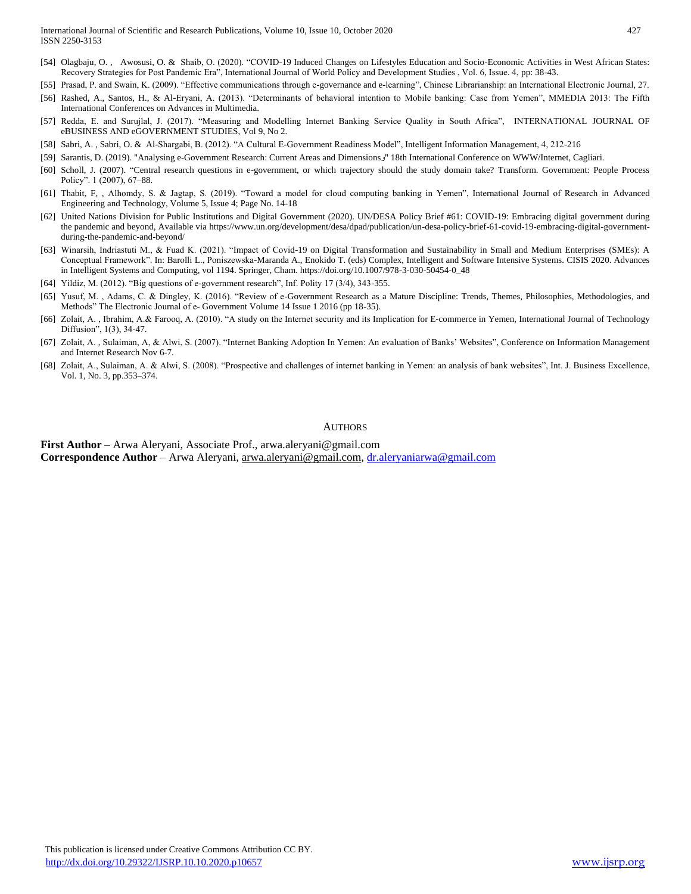[54] Olagbaju, O. , Awosusi, O. & Shaib, O. (2020). "COVID-19 Induced Changes on Lifestyles Education and Socio-Economic Activities in West African States: Recovery Strategies for Post Pandemic Era", International Journal of World Policy and Development Studies , Vol. 6, Issue. 4, pp: 38-43.

[55] Prasad, P. and Swain, K. (2009). "Effective communications through e-governance and e-learning", Chinese Librarianship: an International Electronic Journal, 27.

[56] Rashed, A., Santos, H., & Al-Eryani, A. (2013). "Determinants of behavioral intention to Mobile banking: Case from Yemen", MMEDIA 2013: The Fifth International Conferences on Advances in Multimedia.

[57] Redda, E. and Surujlal, J. (2017). "Measuring and Modelling Internet Banking Service Quality in South Africa", INTERNATIONAL JOURNAL OF eBUSINESS AND eGOVERNMENT STUDIES, Vol 9, No 2.

[58] Sabri, A. , Sabri, O. & Al-Shargabi, B. (2012). "A Cultural E-Government Readiness Model", Intelligent Information Management, 4, 212-216

[59] Sarantis, D. (2019). "Analysing e-Government Research: Current Areas and Dimensions،" 18th International Conference on WWW/Internet, Cagliari.

[60] Scholl, J. (2007). "Central research questions in e-government, or which trajectory should the study domain take? Transform. Government: People Process Policy". 1 (2007), 67–88.

[61] Thabit, F, , Alhomdy, S. & Jagtap, S. (2019). "Toward a model for cloud computing banking in Yemen", International Journal of Research in Advanced Engineering and Technology, Volume 5, Issue 4; Page No. 14-18

[62] United Nations Division for Public Institutions and Digital Government (2020). UN/DESA Policy Brief #61: COVID-19: Embracing digital government during the pandemic and beyond, Available via https://www.un.org/development/desa/dpad/publication/un-desa-policy-brief-61-covid-19-embracing-digital-government-during-the-pandemic-and-beyond/

[63] Winarsih, Indriastuti M., & Fuad K. (2021). "Impact of Covid-19 on Digital Transformation and Sustainability in Small and Medium Enterprises (SMEs): A Conceptual Framework". In: Barolli L., Poniszewska-Maranda A., Enokido T. (eds) Complex, Intelligent and Software Intensive Systems. CISIS 2020. Advances in Intelligent Systems and Computing, vol 1194. Springer, Cham. https://doi.org/10.1007/978-3-030-50454-0_48

[64] Yildiz, M. (2012). "Big questions of e-government research", Inf. Polity 17 (3/4), 343-355.

[65] Yusuf, M. , Adams, C. & Dingley, K. (2016). "Review of e-Government Research as a Mature Discipline: Trends, Themes, Philosophies, Methodologies, and Methods" The Electronic Journal of e- Government Volume 14 Issue 1 2016 (pp 18-35).

[66] Zolait, A. , Ibrahim, A.& Farooq, A. (2010). "A study on the Internet security and its Implication for E-commerce in Yemen, International Journal of Technology Diffusion", 1(3), 34-47.

[67] Zolait, A. , Sulaiman, A, & Alwi, S. (2007). "Internet Banking Adoption In Yemen: An evaluation of Banks' Websites", Conference on Information Management and Internet Research Nov 6-7.

[68] Zolait, A., Sulaiman, A. & Alwi, S. (2008). "Prospective and challenges of internet banking in Yemen: an analysis of bank websites", Int. J. Business Excellence, Vol. 1, No. 3, pp.353–374.

## Authors

**First Author** – Arwa Aleryani, Associate Prof., arwa.aleryani@gmail.com

**Correspondence Author** – Arwa Aleryani, arwa.aleryani@gmail.com, dr.aleryaniarwa@gmail.com